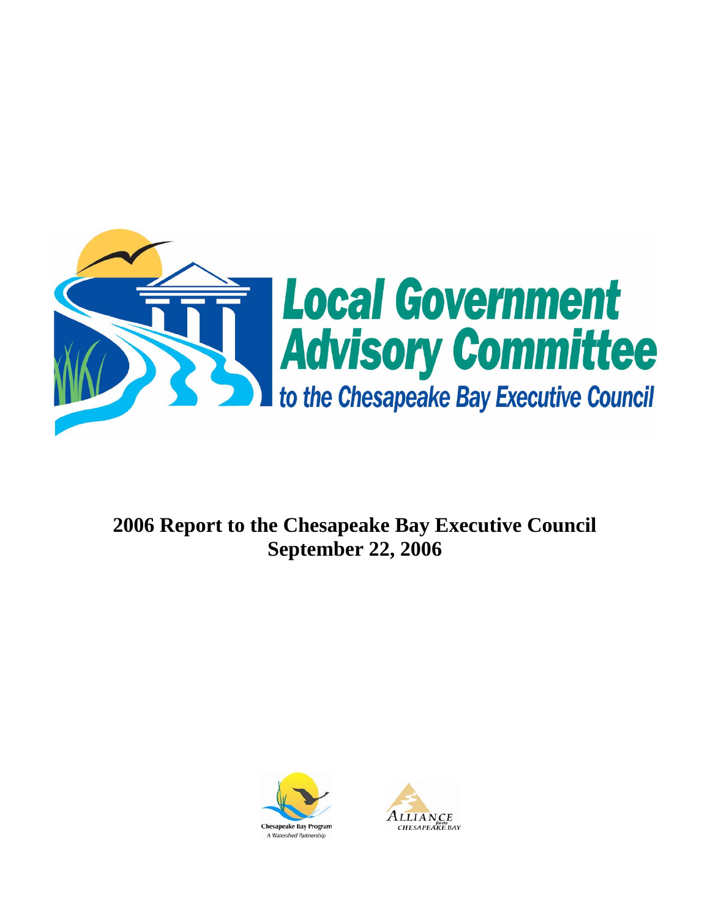# Local Government Advisory Committee

## to the Chesapeake Bay Executive Council

# 2006 Report to the Chesapeake Bay Executive Council
# September 22, 2006

Chesapeake Bay Program
*A Watershed Partnership*

ALLIANCE for the CHESAPEAKE BAY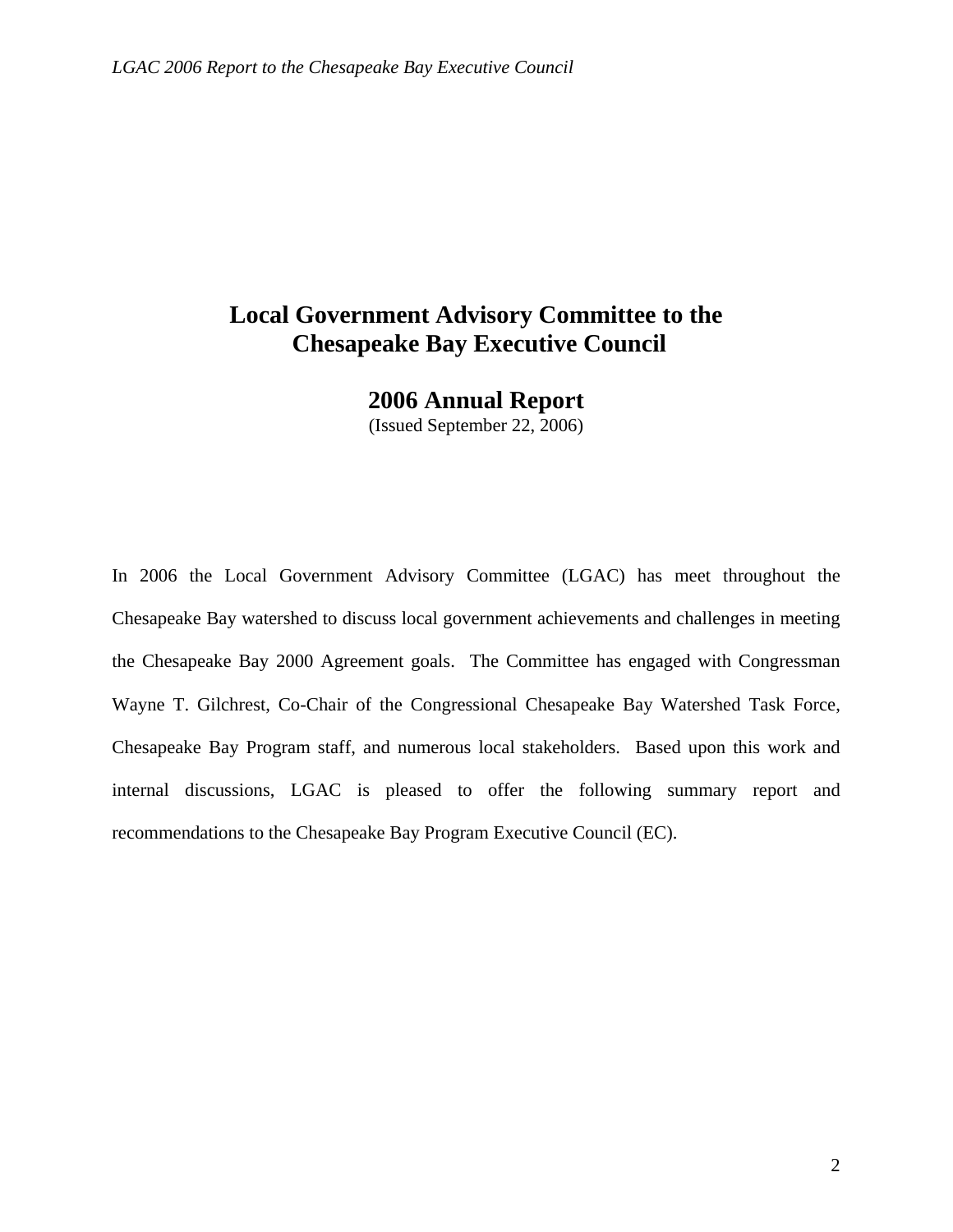# Local Government Advisory Committee to the Chesapeake Bay Executive Council

## 2006 Annual Report

(Issued September 22, 2006)

In 2006 the Local Government Advisory Committee (LGAC) has meet throughout the Chesapeake Bay watershed to discuss local government achievements and challenges in meeting the Chesapeake Bay 2000 Agreement goals. The Committee has engaged with Congressman Wayne T. Gilchrest, Co-Chair of the Congressional Chesapeake Bay Watershed Task Force, Chesapeake Bay Program staff, and numerous local stakeholders. Based upon this work and internal discussions, LGAC is pleased to offer the following summary report and recommendations to the Chesapeake Bay Program Executive Council (EC).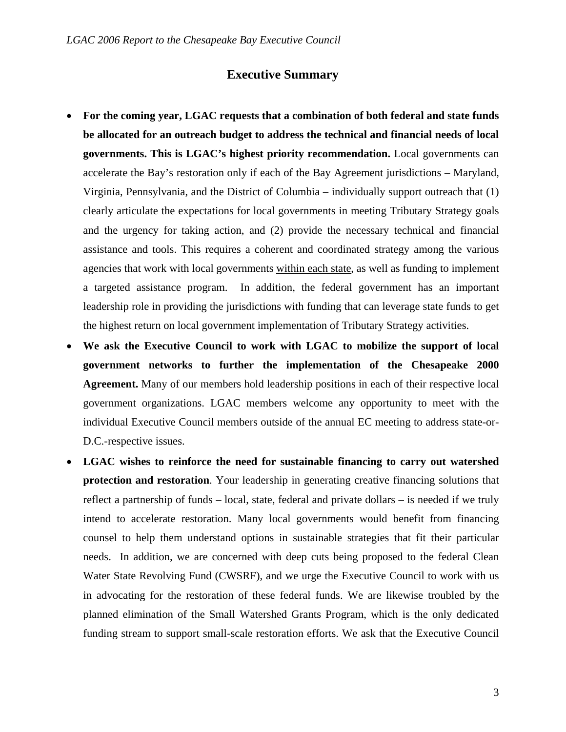## Executive Summary

- **For the coming year, LGAC requests that a combination of both federal and state funds be allocated for an outreach budget to address the technical and financial needs of local governments. This is LGAC's highest priority recommendation.** Local governments can accelerate the Bay's restoration only if each of the Bay Agreement jurisdictions – Maryland, Virginia, Pennsylvania, and the District of Columbia – individually support outreach that (1) clearly articulate the expectations for local governments in meeting Tributary Strategy goals and the urgency for taking action, and (2) provide the necessary technical and financial assistance and tools. This requires a coherent and coordinated strategy among the various agencies that work with local governments <u>within each state</u>, as well as funding to implement a targeted assistance program. In addition, the federal government has an important leadership role in providing the jurisdictions with funding that can leverage state funds to get the highest return on local government implementation of Tributary Strategy activities.
- **We ask the Executive Council to work with LGAC to mobilize the support of local government networks to further the implementation of the Chesapeake 2000 Agreement.** Many of our members hold leadership positions in each of their respective local government organizations. LGAC members welcome any opportunity to meet with the individual Executive Council members outside of the annual EC meeting to address state-or-D.C.-respective issues.
- **LGAC wishes to reinforce the need for sustainable financing to carry out watershed protection and restoration**. Your leadership in generating creative financing solutions that reflect a partnership of funds – local, state, federal and private dollars – is needed if we truly intend to accelerate restoration. Many local governments would benefit from financing counsel to help them understand options in sustainable strategies that fit their particular needs. In addition, we are concerned with deep cuts being proposed to the federal Clean Water State Revolving Fund (CWSRF), and we urge the Executive Council to work with us in advocating for the restoration of these federal funds. We are likewise troubled by the planned elimination of the Small Watershed Grants Program, which is the only dedicated funding stream to support small-scale restoration efforts. We ask that the Executive Council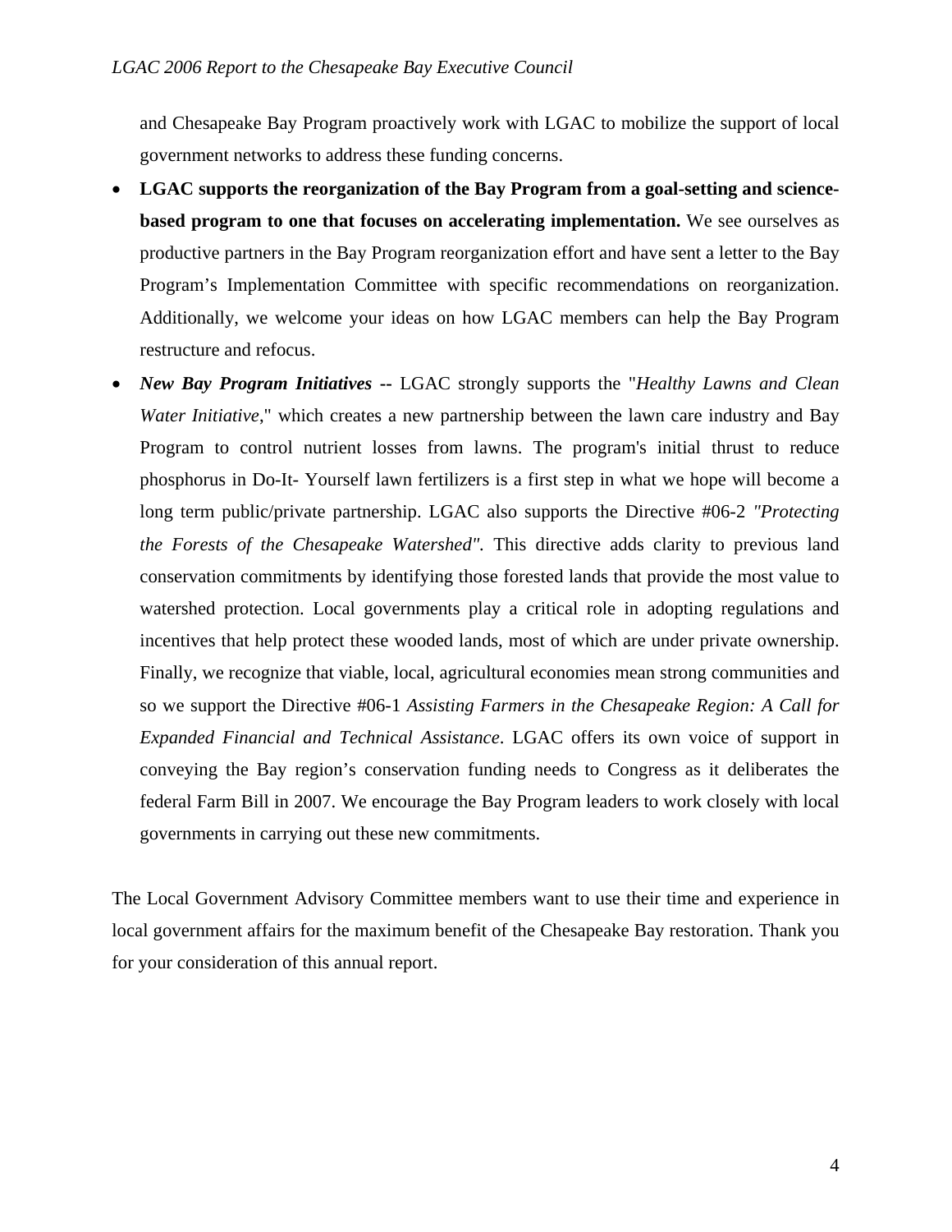and Chesapeake Bay Program proactively work with LGAC to mobilize the support of local government networks to address these funding concerns.

- **LGAC supports the reorganization of the Bay Program from a goal-setting and science-based program to one that focuses on accelerating implementation.** We see ourselves as productive partners in the Bay Program reorganization effort and have sent a letter to the Bay Program's Implementation Committee with specific recommendations on reorganization. Additionally, we welcome your ideas on how LGAC members can help the Bay Program restructure and refocus.
- ***New Bay Program Initiatives* --** LGAC strongly supports the "*Healthy Lawns and Clean Water Initiative*," which creates a new partnership between the lawn care industry and Bay Program to control nutrient losses from lawns. The program's initial thrust to reduce phosphorus in Do-It- Yourself lawn fertilizers is a first step in what we hope will become a long term public/private partnership. LGAC also supports the Directive #06-2 *"Protecting the Forests of the Chesapeake Watershed"*. This directive adds clarity to previous land conservation commitments by identifying those forested lands that provide the most value to watershed protection. Local governments play a critical role in adopting regulations and incentives that help protect these wooded lands, most of which are under private ownership. Finally, we recognize that viable, local, agricultural economies mean strong communities and so we support the Directive #06-1 *Assisting Farmers in the Chesapeake Region: A Call for Expanded Financial and Technical Assistance*. LGAC offers its own voice of support in conveying the Bay region's conservation funding needs to Congress as it deliberates the federal Farm Bill in 2007. We encourage the Bay Program leaders to work closely with local governments in carrying out these new commitments.

The Local Government Advisory Committee members want to use their time and experience in local government affairs for the maximum benefit of the Chesapeake Bay restoration. Thank you for your consideration of this annual report.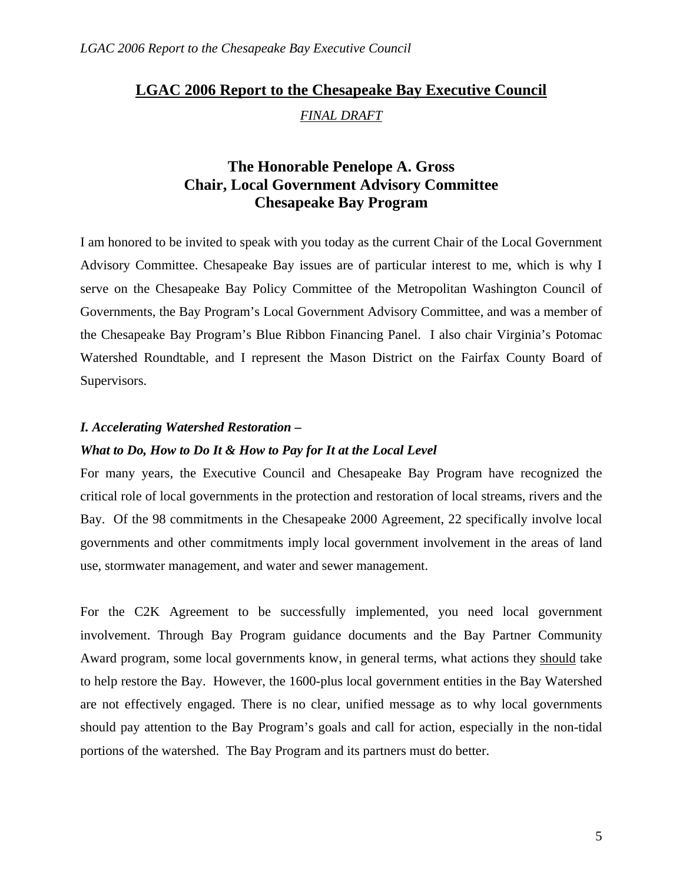## LGAC 2006 Report to the Chesapeake Bay Executive Council

*FINAL DRAFT*

### The Honorable Penelope A. Gross
### Chair, Local Government Advisory Committee
### Chesapeake Bay Program

I am honored to be invited to speak with you today as the current Chair of the Local Government Advisory Committee. Chesapeake Bay issues are of particular interest to me, which is why I serve on the Chesapeake Bay Policy Committee of the Metropolitan Washington Council of Governments, the Bay Program's Local Government Advisory Committee, and was a member of the Chesapeake Bay Program's Blue Ribbon Financing Panel. I also chair Virginia's Potomac Watershed Roundtable, and I represent the Mason District on the Fairfax County Board of Supervisors.

***I. Accelerating Watershed Restoration –***

***What to Do, How to Do It & How to Pay for It at the Local Level***

For many years, the Executive Council and Chesapeake Bay Program have recognized the critical role of local governments in the protection and restoration of local streams, rivers and the Bay. Of the 98 commitments in the Chesapeake 2000 Agreement, 22 specifically involve local governments and other commitments imply local government involvement in the areas of land use, stormwater management, and water and sewer management.

For the C2K Agreement to be successfully implemented, you need local government involvement. Through Bay Program guidance documents and the Bay Partner Community Award program, some local governments know, in general terms, what actions they <u>should</u> take to help restore the Bay. However, the 1600-plus local government entities in the Bay Watershed are not effectively engaged. There is no clear, unified message as to why local governments should pay attention to the Bay Program's goals and call for action, especially in the non-tidal portions of the watershed. The Bay Program and its partners must do better.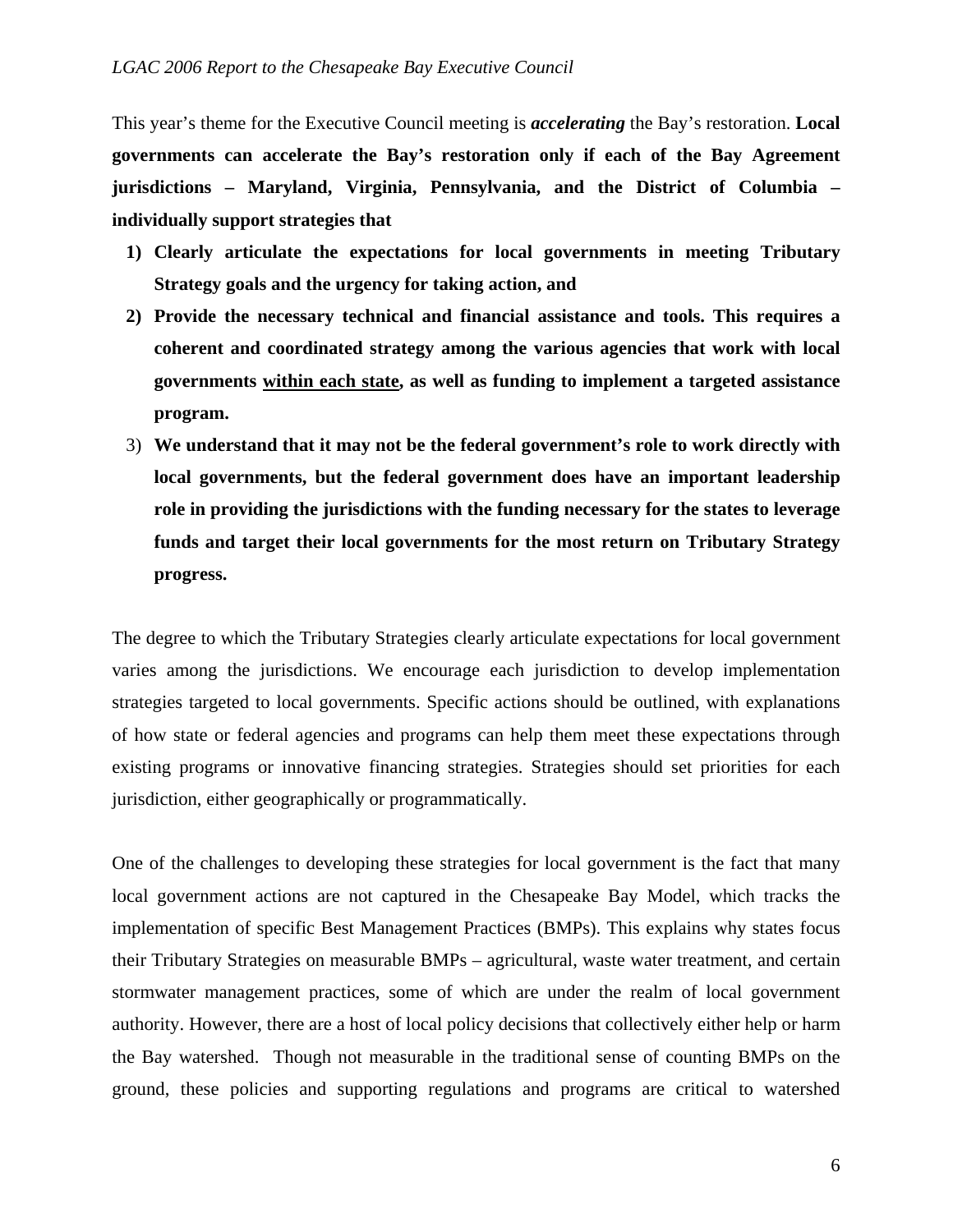This year's theme for the Executive Council meeting is ***accelerating*** the Bay's restoration. **Local governments can accelerate the Bay's restoration only if each of the Bay Agreement jurisdictions – Maryland, Virginia, Pennsylvania, and the District of Columbia – individually support strategies that**

1) **Clearly articulate the expectations for local governments in meeting Tributary Strategy goals and the urgency for taking action, and**
2) **Provide the necessary technical and financial assistance and tools. This requires a coherent and coordinated strategy among the various agencies that work with local governments <u>within each state</u>, as well as funding to implement a targeted assistance program.**
3) **We understand that it may not be the federal government's role to work directly with local governments, but the federal government does have an important leadership role in providing the jurisdictions with the funding necessary for the states to leverage funds and target their local governments for the most return on Tributary Strategy progress.**

The degree to which the Tributary Strategies clearly articulate expectations for local government varies among the jurisdictions. We encourage each jurisdiction to develop implementation strategies targeted to local governments. Specific actions should be outlined, with explanations of how state or federal agencies and programs can help them meet these expectations through existing programs or innovative financing strategies. Strategies should set priorities for each jurisdiction, either geographically or programmatically.

One of the challenges to developing these strategies for local government is the fact that many local government actions are not captured in the Chesapeake Bay Model, which tracks the implementation of specific Best Management Practices (BMPs). This explains why states focus their Tributary Strategies on measurable BMPs – agricultural, waste water treatment, and certain stormwater management practices, some of which are under the realm of local government authority. However, there are a host of local policy decisions that collectively either help or harm the Bay watershed. Though not measurable in the traditional sense of counting BMPs on the ground, these policies and supporting regulations and programs are critical to watershed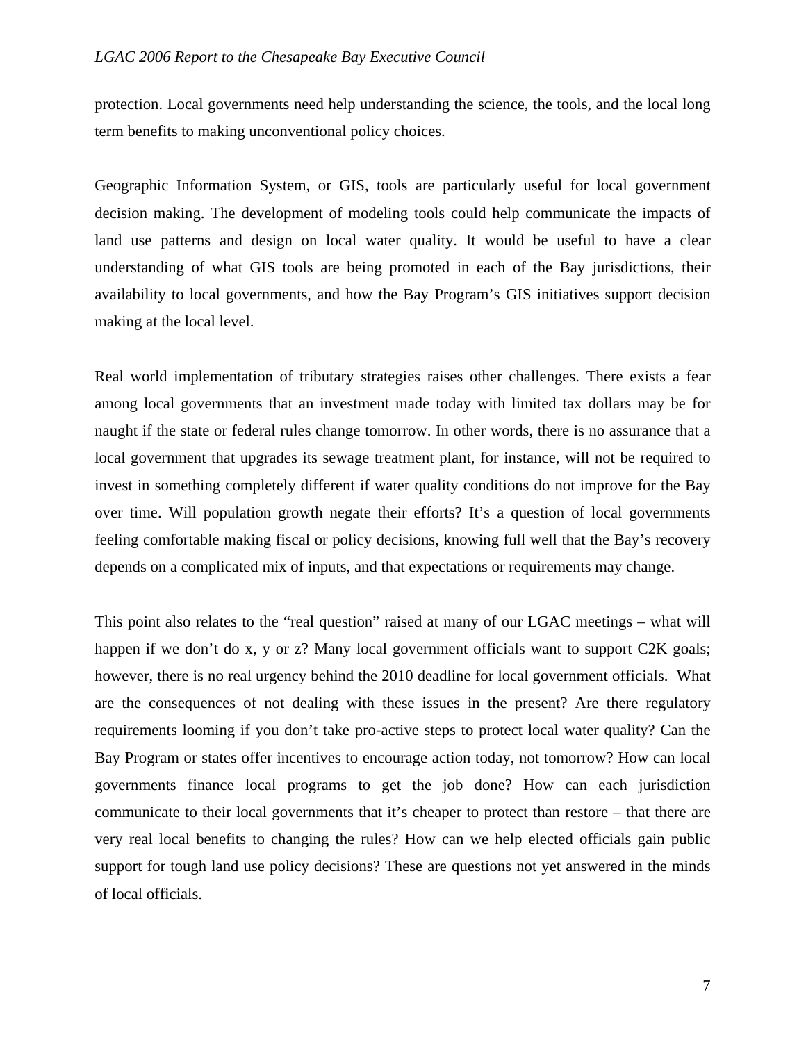protection. Local governments need help understanding the science, the tools, and the local long term benefits to making unconventional policy choices.

Geographic Information System, or GIS, tools are particularly useful for local government decision making. The development of modeling tools could help communicate the impacts of land use patterns and design on local water quality. It would be useful to have a clear understanding of what GIS tools are being promoted in each of the Bay jurisdictions, their availability to local governments, and how the Bay Program's GIS initiatives support decision making at the local level.

Real world implementation of tributary strategies raises other challenges. There exists a fear among local governments that an investment made today with limited tax dollars may be for naught if the state or federal rules change tomorrow. In other words, there is no assurance that a local government that upgrades its sewage treatment plant, for instance, will not be required to invest in something completely different if water quality conditions do not improve for the Bay over time. Will population growth negate their efforts? It's a question of local governments feeling comfortable making fiscal or policy decisions, knowing full well that the Bay's recovery depends on a complicated mix of inputs, and that expectations or requirements may change.

This point also relates to the "real question" raised at many of our LGAC meetings – what will happen if we don't do x, y or z? Many local government officials want to support C2K goals; however, there is no real urgency behind the 2010 deadline for local government officials. What are the consequences of not dealing with these issues in the present? Are there regulatory requirements looming if you don't take pro-active steps to protect local water quality? Can the Bay Program or states offer incentives to encourage action today, not tomorrow? How can local governments finance local programs to get the job done? How can each jurisdiction communicate to their local governments that it's cheaper to protect than restore – that there are very real local benefits to changing the rules? How can we help elected officials gain public support for tough land use policy decisions? These are questions not yet answered in the minds of local officials.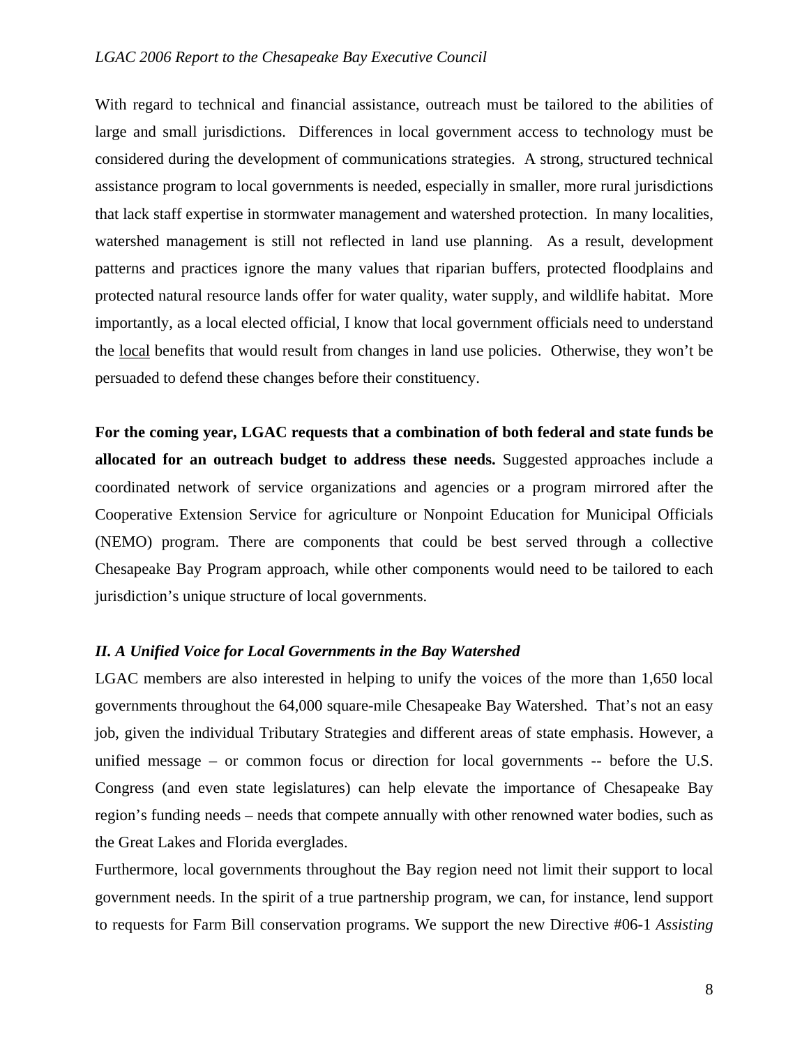With regard to technical and financial assistance, outreach must be tailored to the abilities of large and small jurisdictions. Differences in local government access to technology must be considered during the development of communications strategies. A strong, structured technical assistance program to local governments is needed, especially in smaller, more rural jurisdictions that lack staff expertise in stormwater management and watershed protection. In many localities, watershed management is still not reflected in land use planning. As a result, development patterns and practices ignore the many values that riparian buffers, protected floodplains and protected natural resource lands offer for water quality, water supply, and wildlife habitat. More importantly, as a local elected official, I know that local government officials need to understand the local benefits that would result from changes in land use policies. Otherwise, they won't be persuaded to defend these changes before their constituency.

**For the coming year, LGAC requests that a combination of both federal and state funds be allocated for an outreach budget to address these needs.** Suggested approaches include a coordinated network of service organizations and agencies or a program mirrored after the Cooperative Extension Service for agriculture or Nonpoint Education for Municipal Officials (NEMO) program. There are components that could be best served through a collective Chesapeake Bay Program approach, while other components would need to be tailored to each jurisdiction's unique structure of local governments.

### *II. A Unified Voice for Local Governments in the Bay Watershed*

LGAC members are also interested in helping to unify the voices of the more than 1,650 local governments throughout the 64,000 square-mile Chesapeake Bay Watershed. That's not an easy job, given the individual Tributary Strategies and different areas of state emphasis. However, a unified message – or common focus or direction for local governments -- before the U.S. Congress (and even state legislatures) can help elevate the importance of Chesapeake Bay region's funding needs – needs that compete annually with other renowned water bodies, such as the Great Lakes and Florida everglades.

Furthermore, local governments throughout the Bay region need not limit their support to local government needs. In the spirit of a true partnership program, we can, for instance, lend support to requests for Farm Bill conservation programs. We support the new Directive #06-1 *Assisting*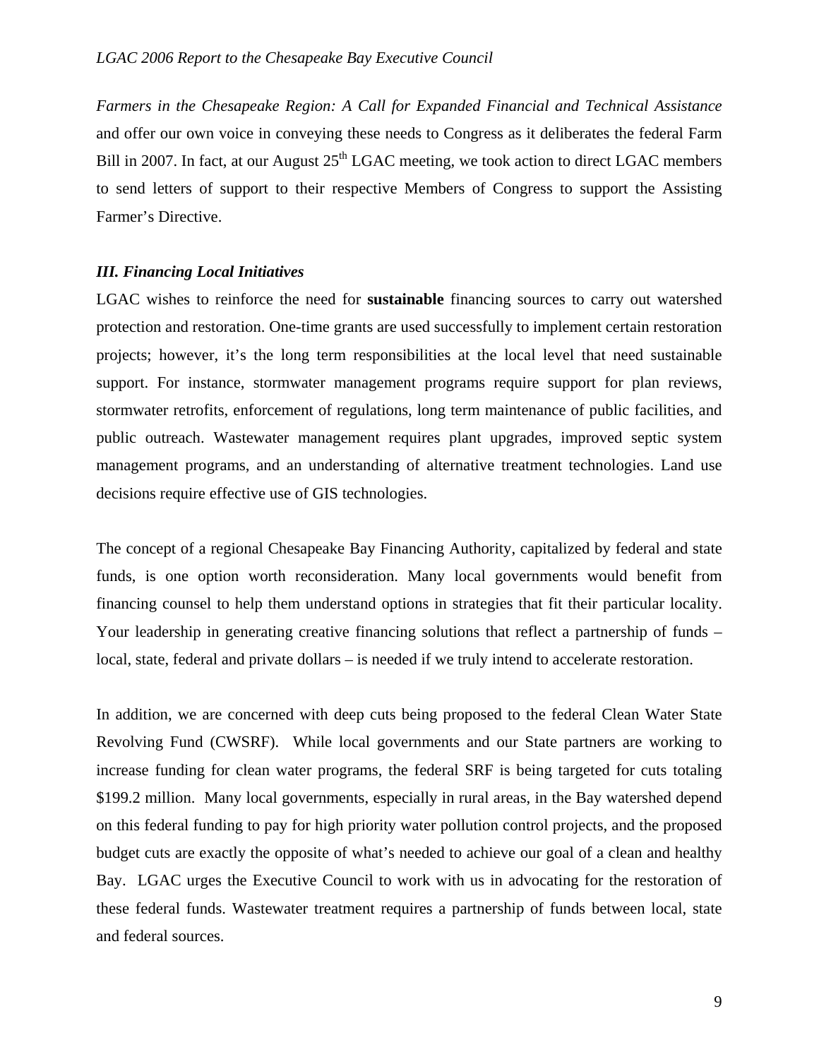*Farmers in the Chesapeake Region: A Call for Expanded Financial and Technical Assistance* and offer our own voice in conveying these needs to Congress as it deliberates the federal Farm Bill in 2007. In fact, at our August 25th LGAC meeting, we took action to direct LGAC members to send letters of support to their respective Members of Congress to support the Assisting Farmer's Directive.

### *III. Financing Local Initiatives*

LGAC wishes to reinforce the need for **sustainable** financing sources to carry out watershed protection and restoration. One-time grants are used successfully to implement certain restoration projects; however, it's the long term responsibilities at the local level that need sustainable support. For instance, stormwater management programs require support for plan reviews, stormwater retrofits, enforcement of regulations, long term maintenance of public facilities, and public outreach. Wastewater management requires plant upgrades, improved septic system management programs, and an understanding of alternative treatment technologies. Land use decisions require effective use of GIS technologies.

The concept of a regional Chesapeake Bay Financing Authority, capitalized by federal and state funds, is one option worth reconsideration. Many local governments would benefit from financing counsel to help them understand options in strategies that fit their particular locality. Your leadership in generating creative financing solutions that reflect a partnership of funds – local, state, federal and private dollars – is needed if we truly intend to accelerate restoration.

In addition, we are concerned with deep cuts being proposed to the federal Clean Water State Revolving Fund (CWSRF). While local governments and our State partners are working to increase funding for clean water programs, the federal SRF is being targeted for cuts totaling $199.2 million. Many local governments, especially in rural areas, in the Bay watershed depend on this federal funding to pay for high priority water pollution control projects, and the proposed budget cuts are exactly the opposite of what's needed to achieve our goal of a clean and healthy Bay. LGAC urges the Executive Council to work with us in advocating for the restoration of these federal funds. Wastewater treatment requires a partnership of funds between local, state and federal sources.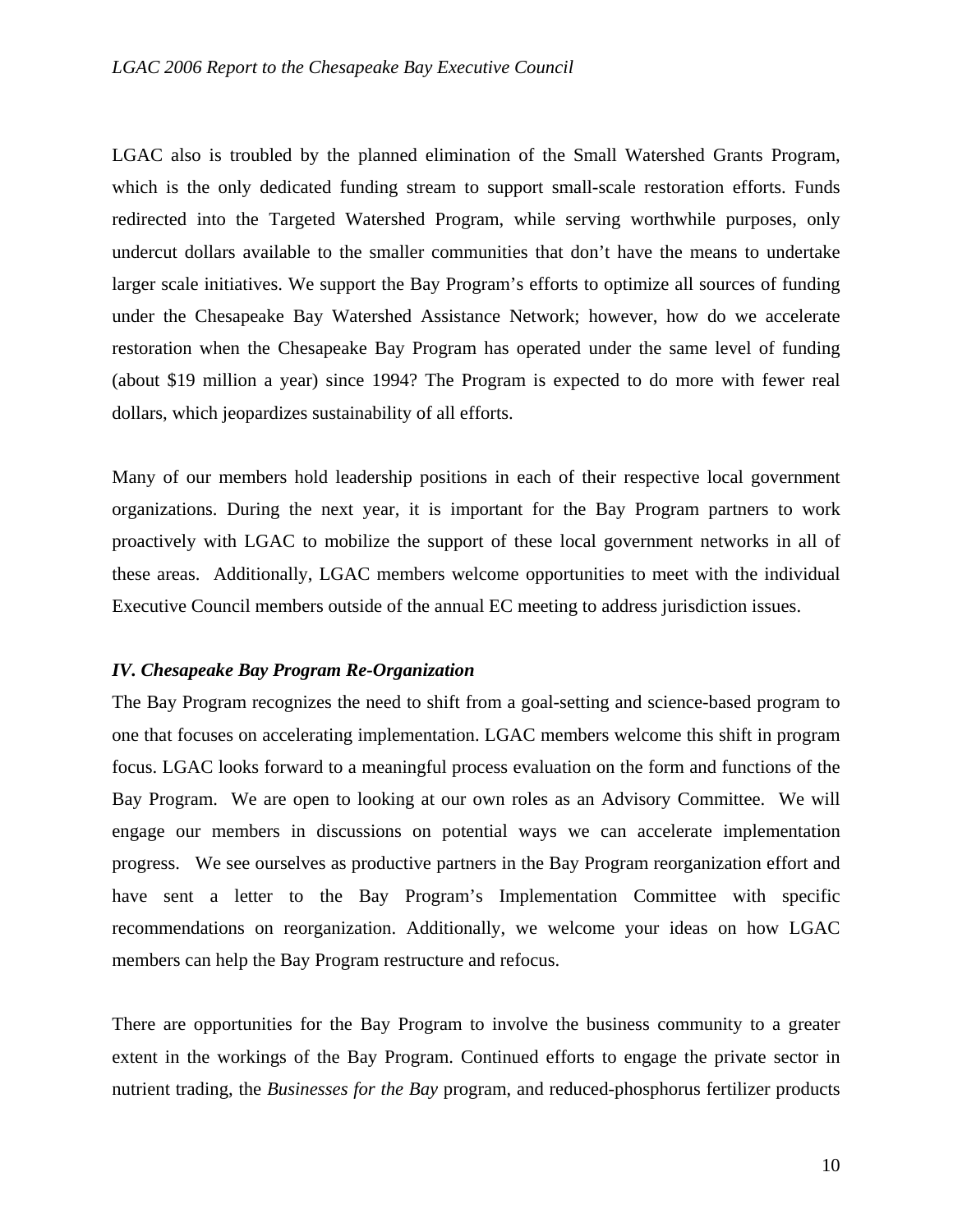LGAC also is troubled by the planned elimination of the Small Watershed Grants Program, which is the only dedicated funding stream to support small-scale restoration efforts. Funds redirected into the Targeted Watershed Program, while serving worthwhile purposes, only undercut dollars available to the smaller communities that don't have the means to undertake larger scale initiatives. We support the Bay Program's efforts to optimize all sources of funding under the Chesapeake Bay Watershed Assistance Network; however, how do we accelerate restoration when the Chesapeake Bay Program has operated under the same level of funding (about $19 million a year) since 1994? The Program is expected to do more with fewer real dollars, which jeopardizes sustainability of all efforts.

Many of our members hold leadership positions in each of their respective local government organizations. During the next year, it is important for the Bay Program partners to work proactively with LGAC to mobilize the support of these local government networks in all of these areas. Additionally, LGAC members welcome opportunities to meet with the individual Executive Council members outside of the annual EC meeting to address jurisdiction issues.

### *IV. Chesapeake Bay Program Re-Organization*

The Bay Program recognizes the need to shift from a goal-setting and science-based program to one that focuses on accelerating implementation. LGAC members welcome this shift in program focus. LGAC looks forward to a meaningful process evaluation on the form and functions of the Bay Program. We are open to looking at our own roles as an Advisory Committee. We will engage our members in discussions on potential ways we can accelerate implementation progress. We see ourselves as productive partners in the Bay Program reorganization effort and have sent a letter to the Bay Program's Implementation Committee with specific recommendations on reorganization. Additionally, we welcome your ideas on how LGAC members can help the Bay Program restructure and refocus.

There are opportunities for the Bay Program to involve the business community to a greater extent in the workings of the Bay Program. Continued efforts to engage the private sector in nutrient trading, the *Businesses for the Bay* program, and reduced-phosphorus fertilizer products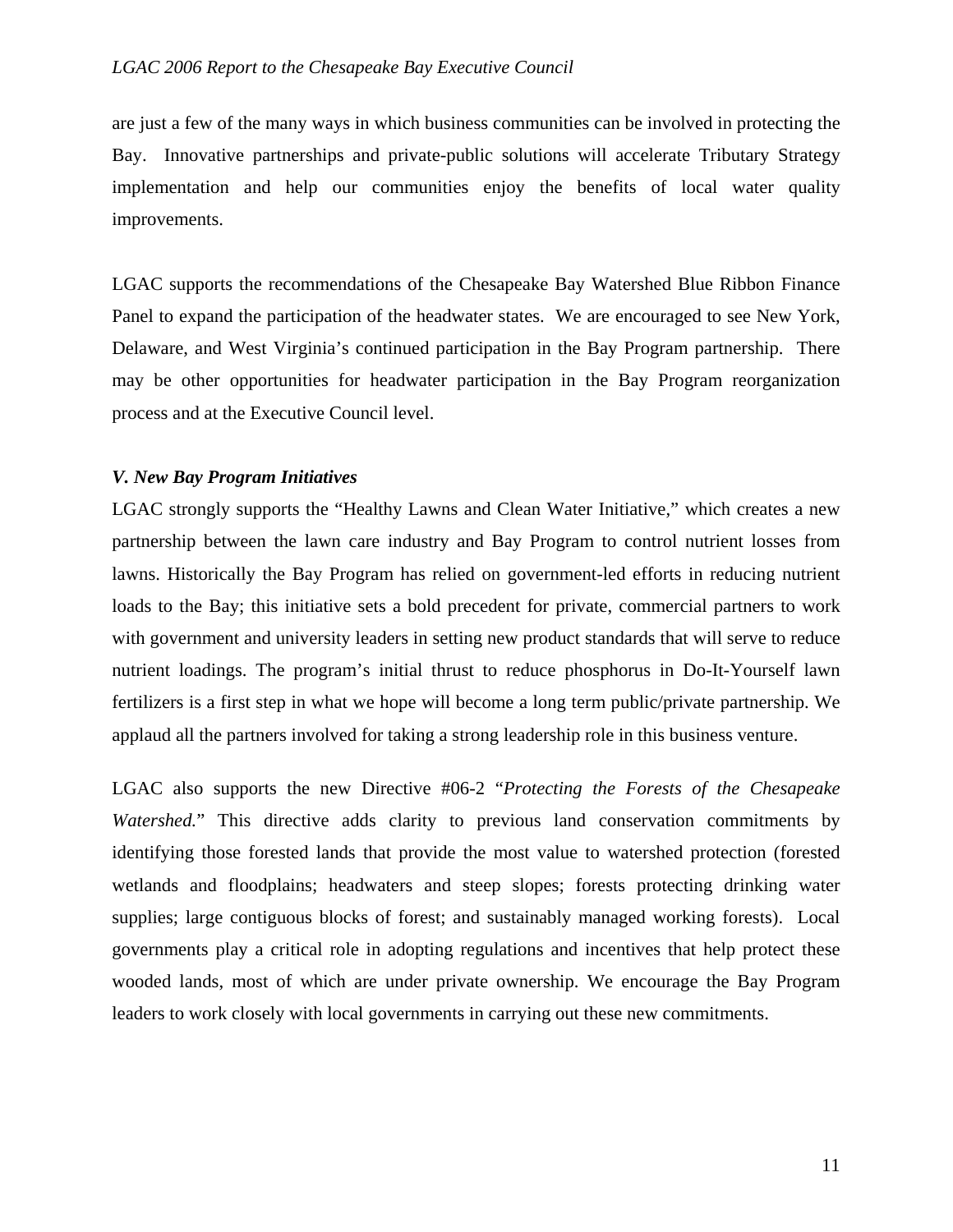are just a few of the many ways in which business communities can be involved in protecting the Bay. Innovative partnerships and private-public solutions will accelerate Tributary Strategy implementation and help our communities enjoy the benefits of local water quality improvements.

LGAC supports the recommendations of the Chesapeake Bay Watershed Blue Ribbon Finance Panel to expand the participation of the headwater states. We are encouraged to see New York, Delaware, and West Virginia's continued participation in the Bay Program partnership. There may be other opportunities for headwater participation in the Bay Program reorganization process and at the Executive Council level.

### *V. New Bay Program Initiatives*

LGAC strongly supports the "Healthy Lawns and Clean Water Initiative," which creates a new partnership between the lawn care industry and Bay Program to control nutrient losses from lawns. Historically the Bay Program has relied on government-led efforts in reducing nutrient loads to the Bay; this initiative sets a bold precedent for private, commercial partners to work with government and university leaders in setting new product standards that will serve to reduce nutrient loadings. The program's initial thrust to reduce phosphorus in Do-It-Yourself lawn fertilizers is a first step in what we hope will become a long term public/private partnership. We applaud all the partners involved for taking a strong leadership role in this business venture.

LGAC also supports the new Directive #06-2 "*Protecting the Forests of the Chesapeake Watershed.*" This directive adds clarity to previous land conservation commitments by identifying those forested lands that provide the most value to watershed protection (forested wetlands and floodplains; headwaters and steep slopes; forests protecting drinking water supplies; large contiguous blocks of forest; and sustainably managed working forests). Local governments play a critical role in adopting regulations and incentives that help protect these wooded lands, most of which are under private ownership. We encourage the Bay Program leaders to work closely with local governments in carrying out these new commitments.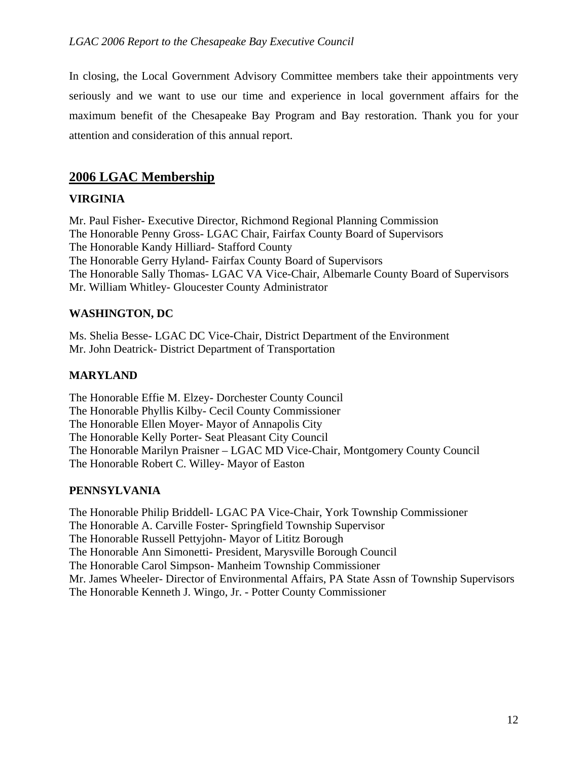In closing, the Local Government Advisory Committee members take their appointments very seriously and we want to use our time and experience in local government affairs for the maximum benefit of the Chesapeake Bay Program and Bay restoration. Thank you for your attention and consideration of this annual report.

## 2006 LGAC Membership

### VIRGINIA

Mr. Paul Fisher- Executive Director, Richmond Regional Planning Commission
The Honorable Penny Gross- LGAC Chair, Fairfax County Board of Supervisors
The Honorable Kandy Hilliard- Stafford County
The Honorable Gerry Hyland- Fairfax County Board of Supervisors
The Honorable Sally Thomas- LGAC VA Vice-Chair, Albemarle County Board of Supervisors
Mr. William Whitley- Gloucester County Administrator

### WASHINGTON, DC

Ms. Shelia Besse- LGAC DC Vice-Chair, District Department of the Environment
Mr. John Deatrick- District Department of Transportation

### MARYLAND

The Honorable Effie M. Elzey- Dorchester County Council
The Honorable Phyllis Kilby- Cecil County Commissioner
The Honorable Ellen Moyer- Mayor of Annapolis City
The Honorable Kelly Porter- Seat Pleasant City Council
The Honorable Marilyn Praisner – LGAC MD Vice-Chair, Montgomery County Council
The Honorable Robert C. Willey- Mayor of Easton

### PENNSYLVANIA

The Honorable Philip Briddell- LGAC PA Vice-Chair, York Township Commissioner
The Honorable A. Carville Foster- Springfield Township Supervisor
The Honorable Russell Pettyjohn- Mayor of Lititz Borough
The Honorable Ann Simonetti- President, Marysville Borough Council
The Honorable Carol Simpson- Manheim Township Commissioner
Mr. James Wheeler- Director of Environmental Affairs, PA State Assn of Township Supervisors
The Honorable Kenneth J. Wingo, Jr. - Potter County Commissioner